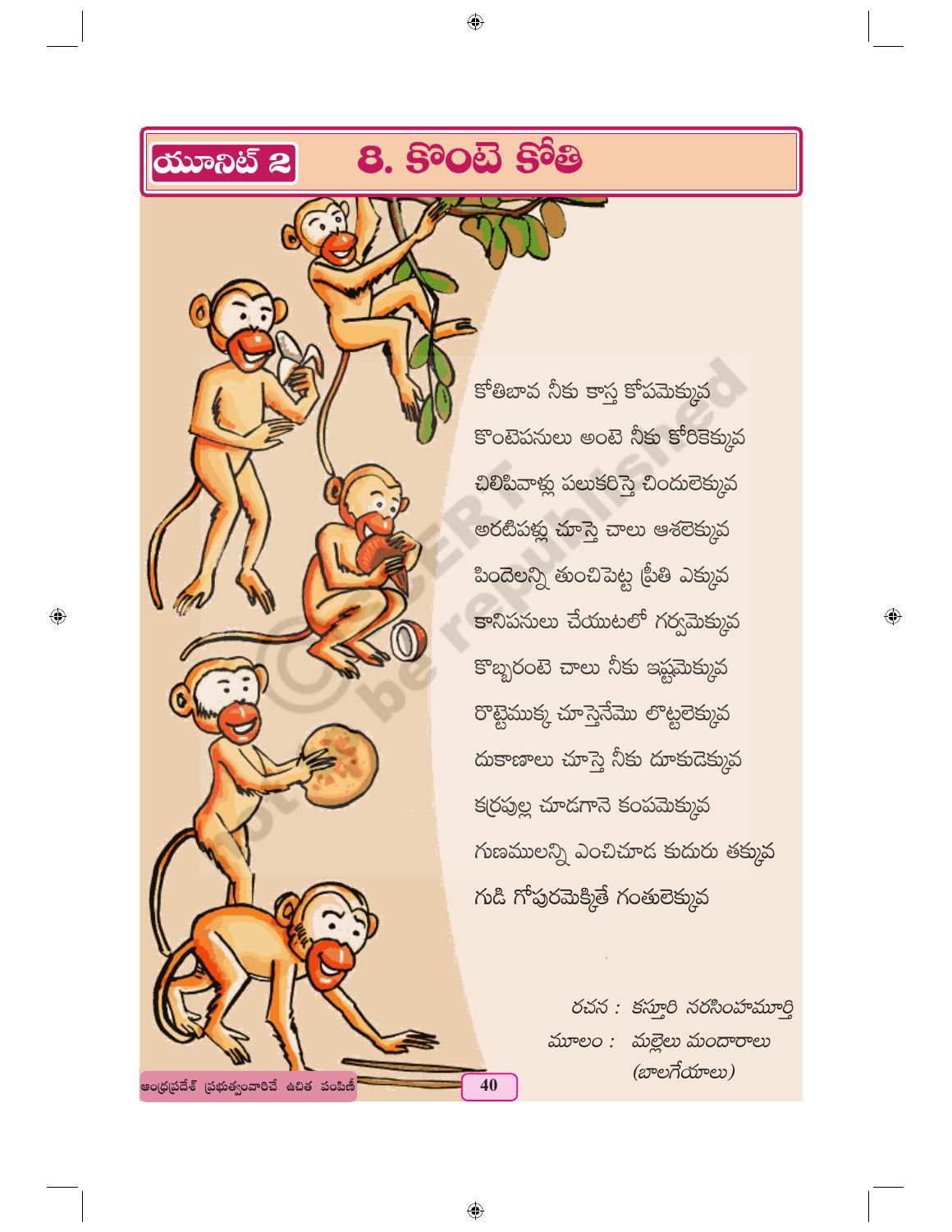యూనిట్ 2

# 8. కొంటె కోతి

కోతిబావ నీకు కాస్త కోపమెక్కువ

కొంటెపనులు అంటె నీకు కోరికెక్కువ

చిలిపివాళ్ల పలుకరిస్తె చిందులెక్కువ

అరటిపళ్ల చూస్తె చాలు ఆశలెక్కువ

పిందెలన్ని తుంచిపెట్ట ప్రీతి ఎక్కువ

కానిపనులు చేయుటలో గర్వమెక్కువ

కొబ్బరంటె చాలు నీకు ఇష్టమెక్కువ

రొట్టెముక్క చూస్తెనేమొ లొట్టలెక్కువ

దుకాణాలు చూస్తె నీకు దూకుడెక్కువ

కర్రపుల్ల చూడగానె కంపమెక్కువ

గుణములన్ని ఎంచిచూడ కుదురు తక్కువ

గుడి గోపురమెక్కితే గంతులెక్కువ

రచన : కస్తూరి నరసింహమూర్తి

మూలం : మల్లెలు మందారాలు (బాలగేయాలు)

ఆంధ్రప్రదేశ్ ప్రభుత్వంవారిచే ఉచిత పంపిణీ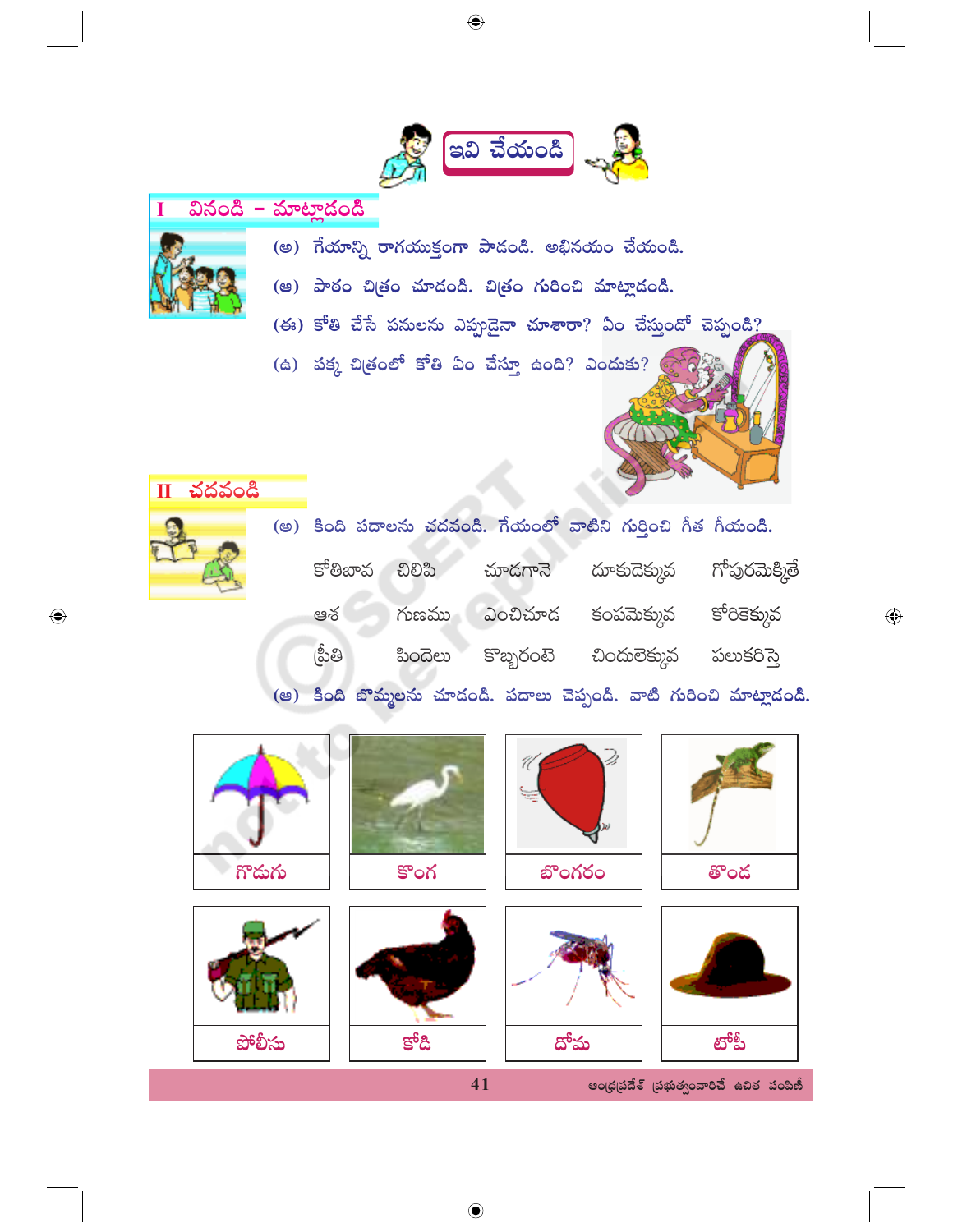## ఇవి చేయండి

### I వినండి - మాట్లాడండి

(అ) గేయాన్ని రాగయుక్తంగా పాడండి. అభినయం చేయండి.

(ఆ) పాఠం చిత్రం చూడండి. చిత్రం గురించి మాట్లాడండి.

(ఇ) కోతి చేసే పనులను ఎప్పుడైనా చూశారా? ఏం చేస్తుందో చెప్పండి?

(ఈ) పక్క చిత్రంలో కోతి ఏం చేస్తూ ఉంది? ఎందుకు?

### II చదవండి

(అ) కింది పదాలను చదవండి. గేయంలో వాటిని గుర్తించి గీత గీయండి.

| | | | | |
|---|---|---|---|---|
| కోతిబావ | చిలిపి | చూడగానె | దూకుడెక్కువ | గోపురమెక్కితే |
| ఆశ | గుణము | ఎంచిచూడ | కంపమెక్కువ | కోరికెక్కువ |
| ప్రీతి | పిందెలు | కొబ్బరంటె | చిందులెక్కువ | పలుకరిస్తె |

(ఆ) కింది బొమ్మలను చూడండి. పదాలు చెప్పండి. వాటి గురించి మాట్లాడండి.

| | | | |
|---|---|---|---|
| గొడుగు | కొంగ | బొంగరం | తొండ |
| పోలీసు | కోడి | దోమ | టోపీ |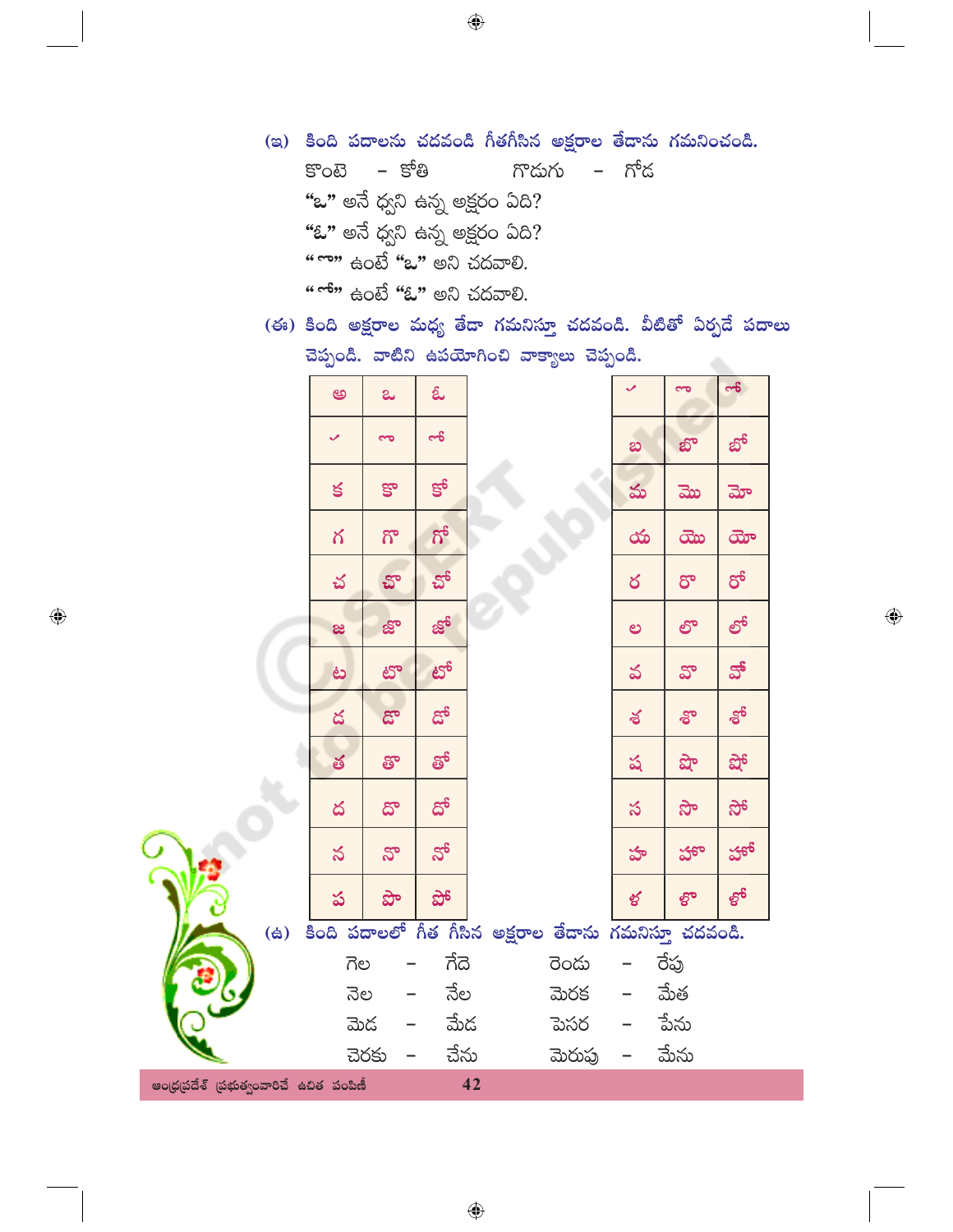(ఇ) కింది పదాలను చదవండి గీతగీసిన అక్షరాల తేడాను గమనించండి.

కొంటె - కోతి గొడుగు - గోడ

"ఒ" అనే ధ్వని ఉన్న అక్షరం ఏది?

"ఓ" అనే ధ్వని ఉన్న అక్షరం ఏది?

"ొ" ఉంటే "ఒ" అని చదవాలి.

"ో" ఉంటే "ఓ" అని చదవాలి.

(ఈ) కింది అక్షరాల మధ్య తేడా గమనిస్తూ చదవండి. వీటితో ఏర్పడే పదాలు చెప్పండి. వాటిని ఉపయోగించి వాక్యాలు చెప్పండి.

| అ | ఒ | ఓ |
|---|---|---|
| ‍ | ొ | ో |
| క | కొ | కో |
| గ | గొ | గో |
| చ | చొ | చో |
| జ | జొ | జో |
| ట | టొ | టో |
| డ | డొ | డో |
| త | తొ | తో |
| ద | దొ | దో |
| న | నొ | నో |
| ప | పొ | పో |

| ‍ | ొ | ో |
|---|---|---|
| బ | బొ | బో |
| మ | మొ | మో |
| య | యొ | యో |
| ర | రొ | రో |
| ల | లొ | లో |
| వ | వొ | వో |
| శ | శొ | శో |
| ష | షొ | షో |
| స | సొ | సో |
| హ | హొ | హో |
| ళ | ళొ | ళో |

(ఉ) కింది పదాలలో గీత గీసిన అక్షరాల తేడాను గమనిస్తూ చదవండి.

గెల - గేదె రెండు - రేపు

నెల - నేల మెరక - మేత

మెడ - మేడ పెసర - పేను

చెరకు - చేను మెరుపు - మేను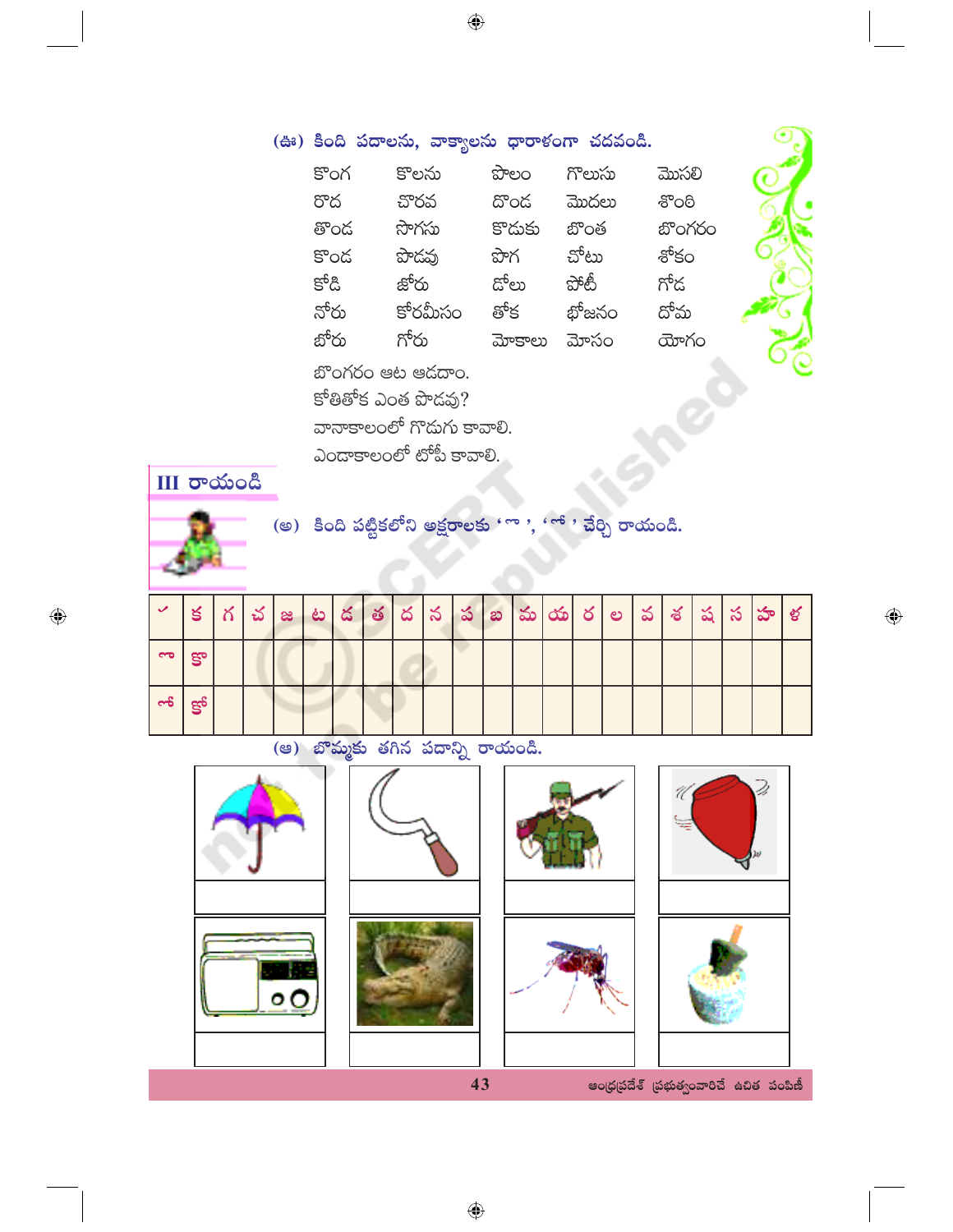(ఊ) కింది పదాలను, వాక్యాలను ధారాళంగా చదవండి.

| | | | | |
|---|---|---|---|---|
| కొంగ | కొలను | పొలం | గొలుసు | మొసలి |
| రొద | చొరవ | దొండ | మొదలు | శొంఠి |
| తొండ | సొగసు | కొడుకు | బొంత | బొంగరం |
| కోండ | పొడవు | పొగ | చోటు | శోకం |
| కోడి | జోరు | డోలు | పోటీ | గోడ |
| నోరు | కోరమీసం | తోక | భోజనం | దోమ |
| బోరు | గోరు | మోకాలు | మోసం | యోగం |

బొంగరం ఆట ఆడదాం.

కోతితోక ఎంత పొడవు?

వానాకాలంలో గొడుగు కావాలి.

ఎండాకాలంలో టోపీ కావాలి.

## III రాయండి

(అ) కింది పట్టికలోని అక్షరాలకు 'ొ', 'ో' చేర్చి రాయండి.

| ✓ | క | గ | చ | జ | ట | డ | త | ద | న | ప | బ | మ | య | ర | ల | వ | శ | ష | స | హ | ళ |
|---|---|---|---|---|---|---|---|---|---|---|---|---|---|---|---|---|---|---|---|---|---|
| ొ | కొ | | | | | | | | | | | | | | | | | | | | |
| ో | కో | | | | | | | | | | | | | | | | | | | | |

(ఆ) బొమ్మకు తగిన పదాన్ని రాయండి.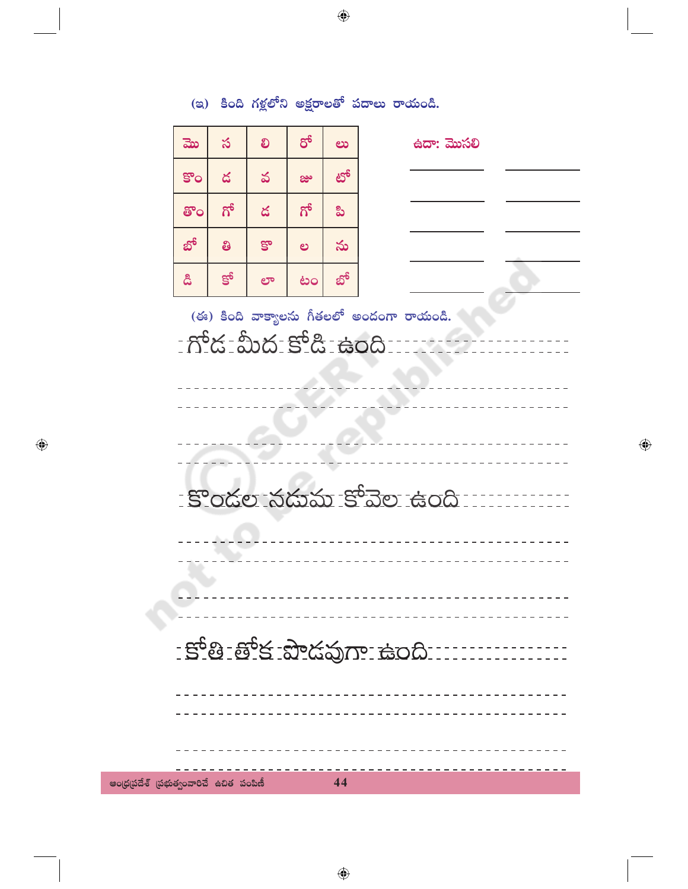(ఇ) కింది గళ్లలోని అక్షరాలతో పదాలు రాయండి.

| మొ | స | లి | రో | లు |
|---|---|---|---|---|
| కొం | డ | వ | జు | టో |
| తొం | గో | డ | గో | పి |
| బో | తి | కొ | ల | సు |
| డి | కో | లా | టం | బో |

ఉదా: మొసలి

______ ______

______ ______

______ ______

______ ______

______ ______

(ఈ) కింది వాక్యాలను గీతలలో అందంగా రాయండి.

గోడ మీద కోడి ఉంది

కొండల నడుమ కోవెల ఉంది

కోతి తోక పొడవుగా ఉంది

ఆంధ్రప్రదేశ్ ప్రభుత్వంవారిచే ఉచిత పంపిణీ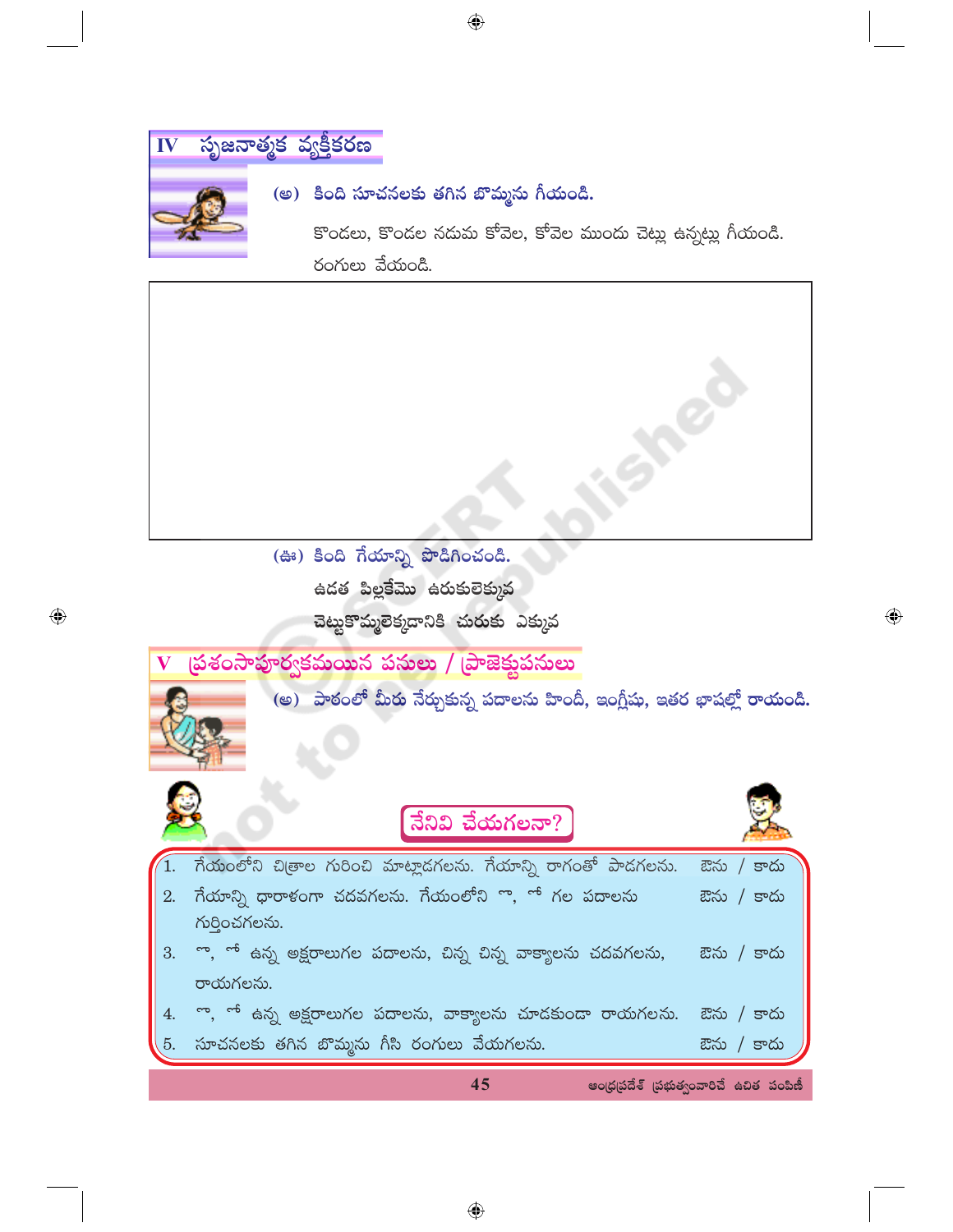## IV సృజనాత్మక వ్యక్తీకరణ

(అ) కింది సూచనలకు తగిన బొమ్మను గీయండి.

కొండలు, కొండల నడుమ కోవెల, కోవెల ముందు చెట్లు ఉన్నట్లు గీయండి. రంగులు వేయండి.

(ఆ) కింది గేయాన్ని పొడిగించండి.

ఉడత పిల్లకేమొ ఉరుకులెక్కువ
చెట్టుకొమ్మలెక్కడానికి చురుకు ఎక్కువ

## V ప్రశంసాపూర్వకమయిన పనులు / ప్రాజెక్టుపనులు

(అ) పాఠంలో మీరు నేర్చుకున్న పదాలను హిందీ, ఇంగ్లీషు, ఇతర భాషల్లో రాయండి.

### నేనివి చేయగలనా?

| | | |
|---|---|---|
| 1. | గేయంలోని చిత్రాల గురించి మాట్లాడగలను. గేయాన్ని రాగంతో పాడగలను. | ఔను / కాదు |
| 2. | గేయాన్ని ధారాళంగా చదవగలను. గేయంలోని ౖ, ౌ గల పదాలను గుర్తించగలను. | ఔను / కాదు |
| 3. | ౖ, ౌ ఉన్న అక్షరాలుగల పదాలను, చిన్న చిన్న వాక్యాలను చదవగలను, రాయగలను. | ఔను / కాదు |
| 4. | ౖ, ౌ ఉన్న అక్షరాలుగల పదాలను, వాక్యాలను చూడకుండా రాయగలను. | ఔను / కాదు |
| 5. | సూచనలకు తగిన బొమ్మను గీసి రంగులు వేయగలను. | ఔను / కాదు |

ఆంధ్రప్రదేశ్ ప్రభుత్వంవారిచే ఉచిత పంపిణీ